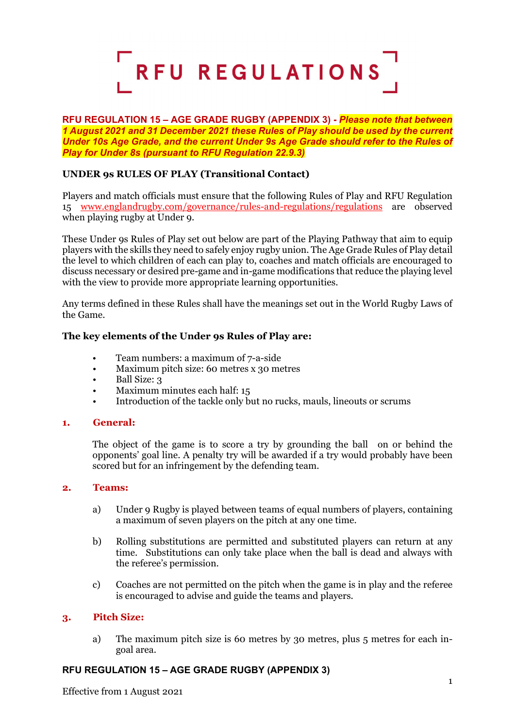# RFU REGULATIONS

**RFU REGULATION 15 – AGE GRADE RUGBY (APPENDIX 3) -** ***Please note that between 1 August 2021 and 31 December 2021 these Rules of Play should be used by the current Under 10s Age Grade, and the current Under 9s Age Grade should refer to the Rules of Play for Under 8s (pursuant to RFU Regulation 22.9.3)***

## UNDER 9s RULES OF PLAY (Transitional Contact)

Players and match officials must ensure that the following Rules of Play and RFU Regulation 15 www.englandrugby.com/governance/rules-and-regulations/regulations are observed when playing rugby at Under 9.

These Under 9s Rules of Play set out below are part of the Playing Pathway that aim to equip players with the skills they need to safely enjoy rugby union. The Age Grade Rules of Play detail the level to which children of each can play to, coaches and match officials are encouraged to discuss necessary or desired pre-game and in-game modifications that reduce the playing level with the view to provide more appropriate learning opportunities.

Any terms defined in these Rules shall have the meanings set out in the World Rugby Laws of the Game.

**The key elements of the Under 9s Rules of Play are:**

- Team numbers: a maximum of 7-a-side
- Maximum pitch size: 60 metres x 30 metres
- Ball Size: 3
- Maximum minutes each half: 15
- Introduction of the tackle only but no rucks, mauls, lineouts or scrums

### 1. General:

The object of the game is to score a try by grounding the ball on or behind the opponents' goal line. A penalty try will be awarded if a try would probably have been scored but for an infringement by the defending team.

### 2. Teams:

a) Under 9 Rugby is played between teams of equal numbers of players, containing a maximum of seven players on the pitch at any one time.

b) Rolling substitutions are permitted and substituted players can return at any time. Substitutions can only take place when the ball is dead and always with the referee's permission.

c) Coaches are not permitted on the pitch when the game is in play and the referee is encouraged to advise and guide the teams and players.

### 3. Pitch Size:

a) The maximum pitch size is 60 metres by 30 metres, plus 5 metres for each in-goal area.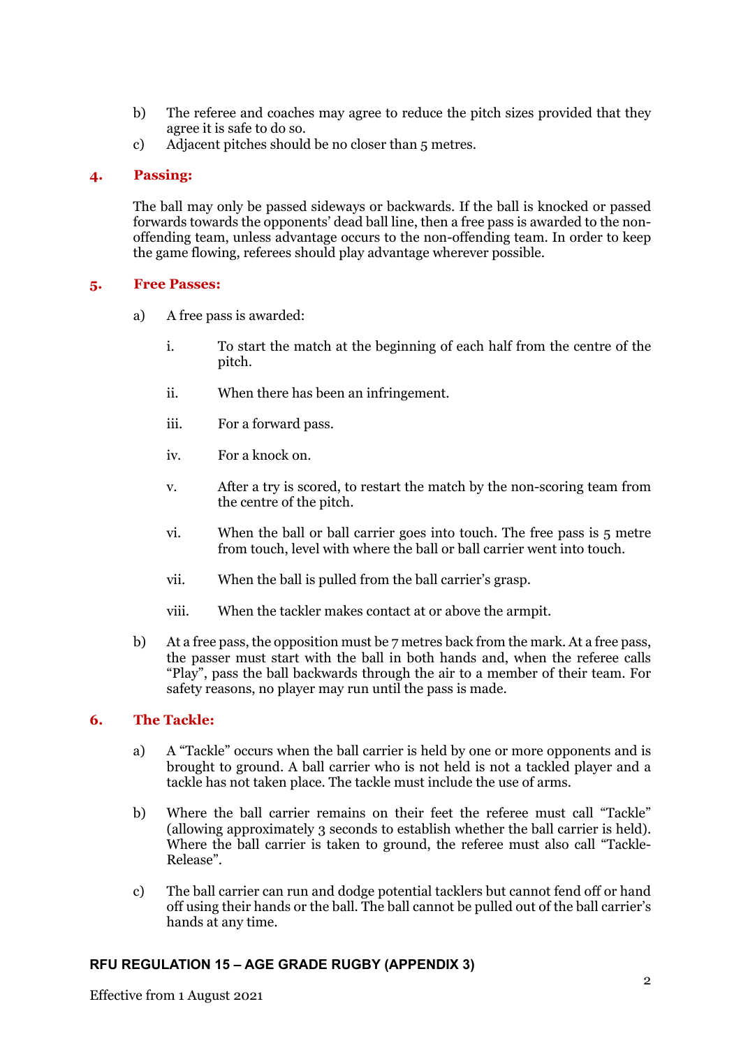b) The referee and coaches may agree to reduce the pitch sizes provided that they agree it is safe to do so.

c) Adjacent pitches should be no closer than 5 metres.

## 4. Passing:

The ball may only be passed sideways or backwards. If the ball is knocked or passed forwards towards the opponents' dead ball line, then a free pass is awarded to the non-offending team, unless advantage occurs to the non-offending team. In order to keep the game flowing, referees should play advantage wherever possible.

## 5. Free Passes:

a) A free pass is awarded:

   i. To start the match at the beginning of each half from the centre of the pitch.

   ii. When there has been an infringement.

   iii. For a forward pass.

   iv. For a knock on.

   v. After a try is scored, to restart the match by the non-scoring team from the centre of the pitch.

   vi. When the ball or ball carrier goes into touch. The free pass is 5 metre from touch, level with where the ball or ball carrier went into touch.

   vii. When the ball is pulled from the ball carrier's grasp.

   viii. When the tackler makes contact at or above the armpit.

b) At a free pass, the opposition must be 7 metres back from the mark. At a free pass, the passer must start with the ball in both hands and, when the referee calls "Play", pass the ball backwards through the air to a member of their team. For safety reasons, no player may run until the pass is made.

## 6. The Tackle:

a) A "Tackle" occurs when the ball carrier is held by one or more opponents and is brought to ground. A ball carrier who is not held is not a tackled player and a tackle has not taken place. The tackle must include the use of arms.

b) Where the ball carrier remains on their feet the referee must call "Tackle" (allowing approximately 3 seconds to establish whether the ball carrier is held). Where the ball carrier is taken to ground, the referee must also call "Tackle-Release".

c) The ball carrier can run and dodge potential tacklers but cannot fend off or hand off using their hands or the ball. The ball cannot be pulled out of the ball carrier's hands at any time.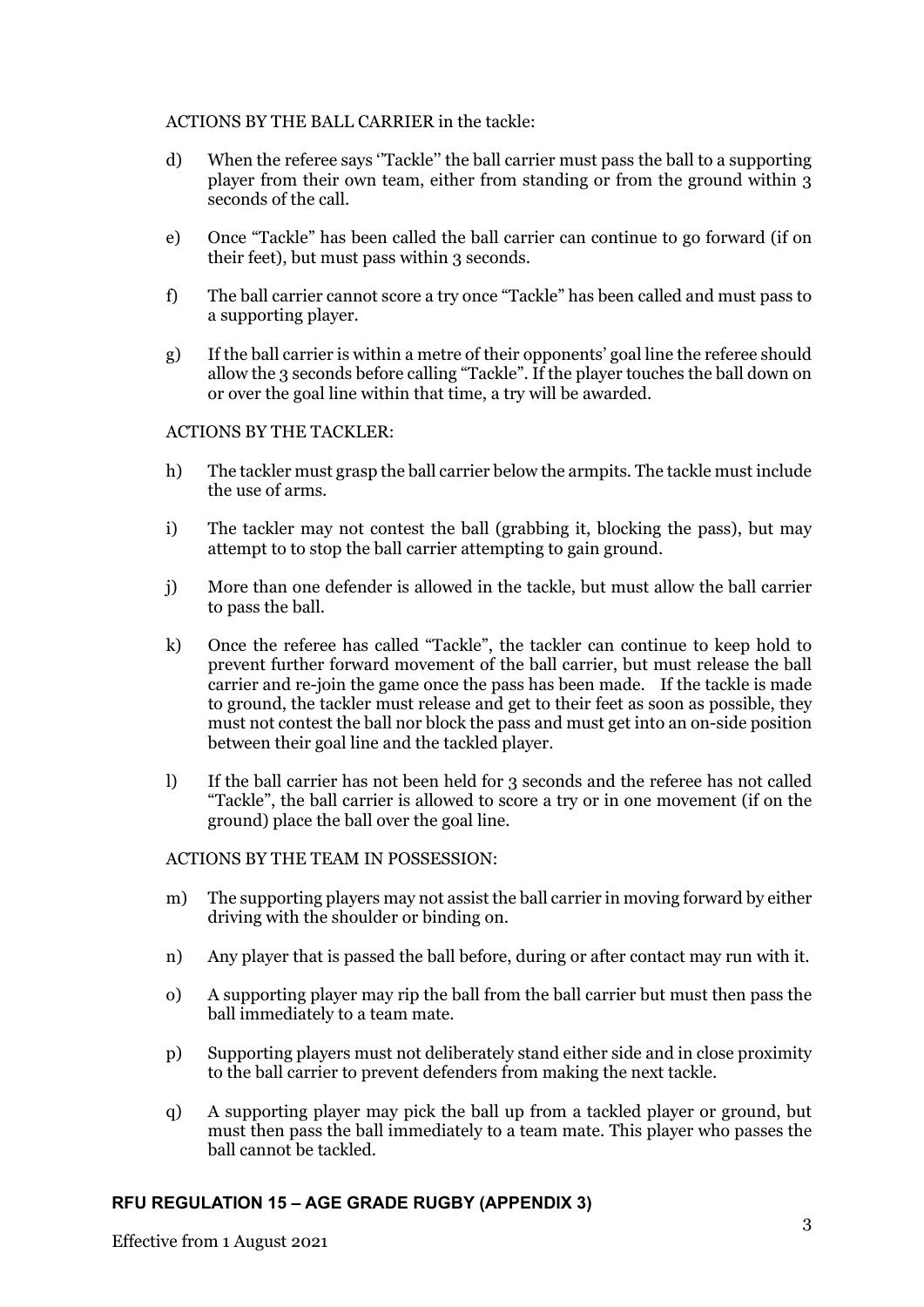ACTIONS BY THE BALL CARRIER in the tackle:

d) When the referee says ''Tackle'' the ball carrier must pass the ball to a supporting player from their own team, either from standing or from the ground within 3 seconds of the call.

e) Once "Tackle" has been called the ball carrier can continue to go forward (if on their feet), but must pass within 3 seconds.

f) The ball carrier cannot score a try once "Tackle" has been called and must pass to a supporting player.

g) If the ball carrier is within a metre of their opponents' goal line the referee should allow the 3 seconds before calling "Tackle". If the player touches the ball down on or over the goal line within that time, a try will be awarded.

ACTIONS BY THE TACKLER:

h) The tackler must grasp the ball carrier below the armpits. The tackle must include the use of arms.

i) The tackler may not contest the ball (grabbing it, blocking the pass), but may attempt to to stop the ball carrier attempting to gain ground.

j) More than one defender is allowed in the tackle, but must allow the ball carrier to pass the ball.

k) Once the referee has called "Tackle", the tackler can continue to keep hold to prevent further forward movement of the ball carrier, but must release the ball carrier and re-join the game once the pass has been made. If the tackle is made to ground, the tackler must release and get to their feet as soon as possible, they must not contest the ball nor block the pass and must get into an on-side position between their goal line and the tackled player.

l) If the ball carrier has not been held for 3 seconds and the referee has not called "Tackle", the ball carrier is allowed to score a try or in one movement (if on the ground) place the ball over the goal line.

ACTIONS BY THE TEAM IN POSSESSION:

m) The supporting players may not assist the ball carrier in moving forward by either driving with the shoulder or binding on.

n) Any player that is passed the ball before, during or after contact may run with it.

o) A supporting player may rip the ball from the ball carrier but must then pass the ball immediately to a team mate.

p) Supporting players must not deliberately stand either side and in close proximity to the ball carrier to prevent defenders from making the next tackle.

q) A supporting player may pick the ball up from a tackled player or ground, but must then pass the ball immediately to a team mate. This player who passes the ball cannot be tackled.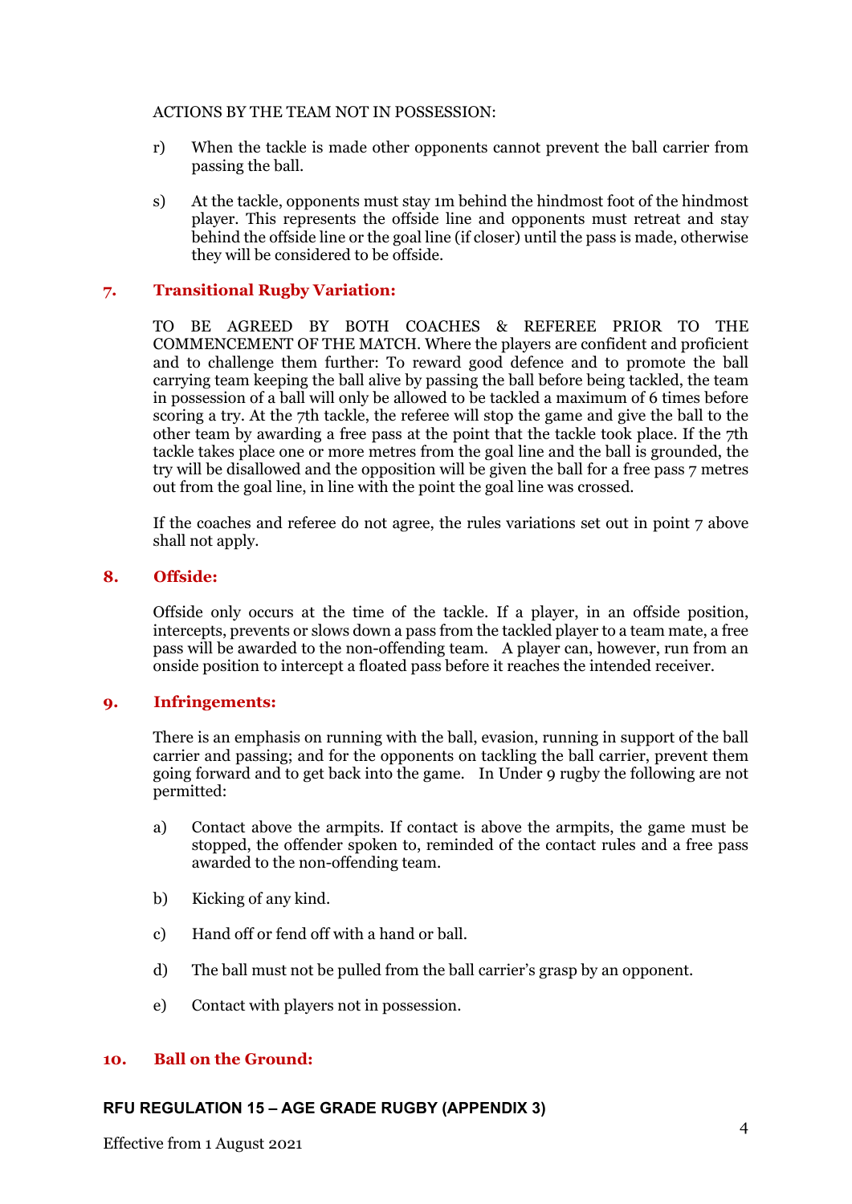ACTIONS BY THE TEAM NOT IN POSSESSION:

r) When the tackle is made other opponents cannot prevent the ball carrier from passing the ball.

s) At the tackle, opponents must stay 1m behind the hindmost foot of the hindmost player. This represents the offside line and opponents must retreat and stay behind the offside line or the goal line (if closer) until the pass is made, otherwise they will be considered to be offside.

## 7. Transitional Rugby Variation:

TO BE AGREED BY BOTH COACHES & REFEREE PRIOR TO THE COMMENCEMENT OF THE MATCH. Where the players are confident and proficient and to challenge them further: To reward good defence and to promote the ball carrying team keeping the ball alive by passing the ball before being tackled, the team in possession of a ball will only be allowed to be tackled a maximum of 6 times before scoring a try. At the 7th tackle, the referee will stop the game and give the ball to the other team by awarding a free pass at the point that the tackle took place. If the 7th tackle takes place one or more metres from the goal line and the ball is grounded, the try will be disallowed and the opposition will be given the ball for a free pass 7 metres out from the goal line, in line with the point the goal line was crossed.

If the coaches and referee do not agree, the rules variations set out in point 7 above shall not apply.

## 8. Offside:

Offside only occurs at the time of the tackle. If a player, in an offside position, intercepts, prevents or slows down a pass from the tackled player to a team mate, a free pass will be awarded to the non-offending team. A player can, however, run from an onside position to intercept a floated pass before it reaches the intended receiver.

## 9. Infringements:

There is an emphasis on running with the ball, evasion, running in support of the ball carrier and passing; and for the opponents on tackling the ball carrier, prevent them going forward and to get back into the game. In Under 9 rugby the following are not permitted:

a) Contact above the armpits. If contact is above the armpits, the game must be stopped, the offender spoken to, reminded of the contact rules and a free pass awarded to the non-offending team.

b) Kicking of any kind.

c) Hand off or fend off with a hand or ball.

d) The ball must not be pulled from the ball carrier's grasp by an opponent.

e) Contact with players not in possession.

## 10. Ball on the Ground: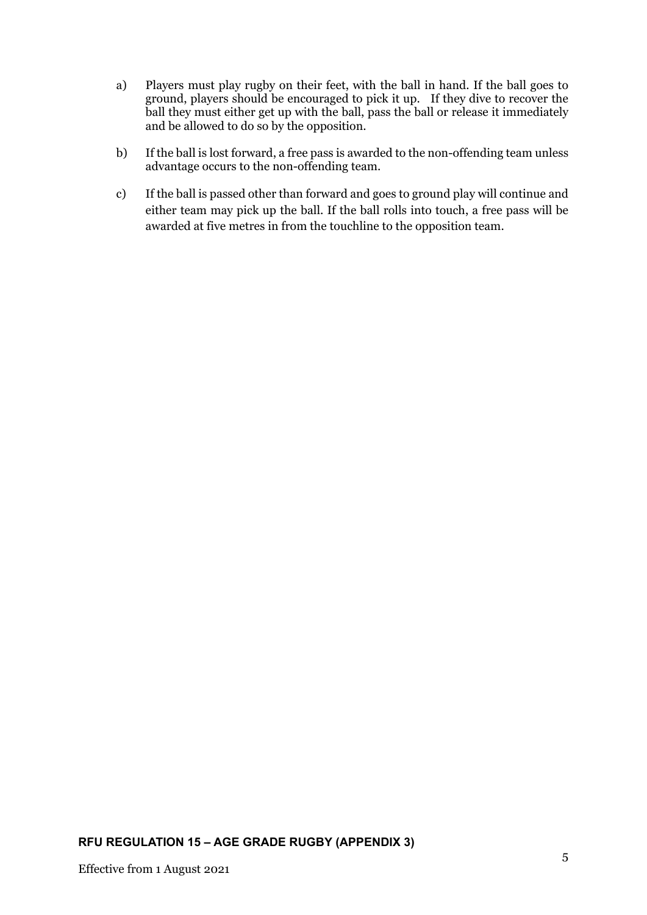a) Players must play rugby on their feet, with the ball in hand. If the ball goes to ground, players should be encouraged to pick it up. If they dive to recover the ball they must either get up with the ball, pass the ball or release it immediately and be allowed to do so by the opposition.

b) If the ball is lost forward, a free pass is awarded to the non-offending team unless advantage occurs to the non-offending team.

c) If the ball is passed other than forward and goes to ground play will continue and either team may pick up the ball. If the ball rolls into touch, a free pass will be awarded at five metres in from the touchline to the opposition team.